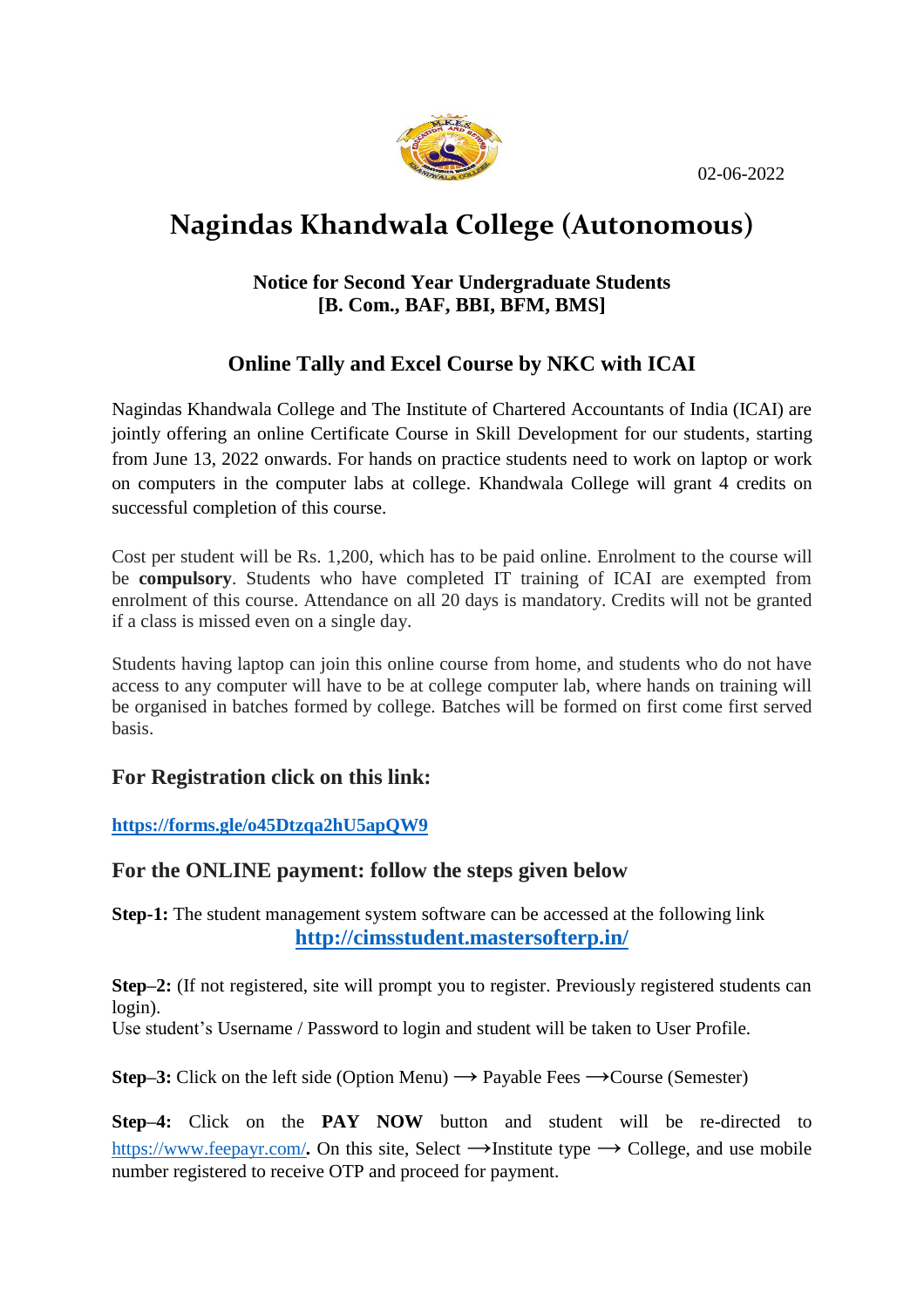02-06-2022

# Nagindas Khandwala College (Autonomous)

**Notice for Second Year Undergraduate Students**
**[B. Com., BAF, BBI, BFM, BMS]**

## Online Tally and Excel Course by NKC with ICAI

Nagindas Khandwala College and The Institute of Chartered Accountants of India (ICAI) are jointly offering an online Certificate Course in Skill Development for our students, starting from June 13, 2022 onwards. For hands on practice students need to work on laptop or work on computers in the computer labs at college. Khandwala College will grant 4 credits on successful completion of this course.

Cost per student will be Rs. 1,200, which has to be paid online. Enrolment to the course will be **compulsory**. Students who have completed IT training of ICAI are exempted from enrolment of this course. Attendance on all 20 days is mandatory. Credits will not be granted if a class is missed even on a single day.

Students having laptop can join this online course from home, and students who do not have access to any computer will have to be at college computer lab, where hands on training will be organised in batches formed by college. Batches will be formed on first come first served basis.

### For Registration click on this link:

**https://forms.gle/o45Dtzqa2hU5apQW9**

### For the ONLINE payment: follow the steps given below

**Step-1:** The student management system software can be accessed at the following link
**http://cimsstudent.mastersofterp.in/**

**Step–2:** (If not registered, site will prompt you to register. Previously registered students can login).
Use student's Username / Password to login and student will be taken to User Profile.

**Step–3:** Click on the left side (Option Menu) ⟶ Payable Fees ⟶Course (Semester)

**Step–4:** Click on the **PAY NOW** button and student will be re-directed to https://www.feepayr.com/**.** On this site, Select ⟶Institute type ⟶ College, and use mobile number registered to receive OTP and proceed for payment.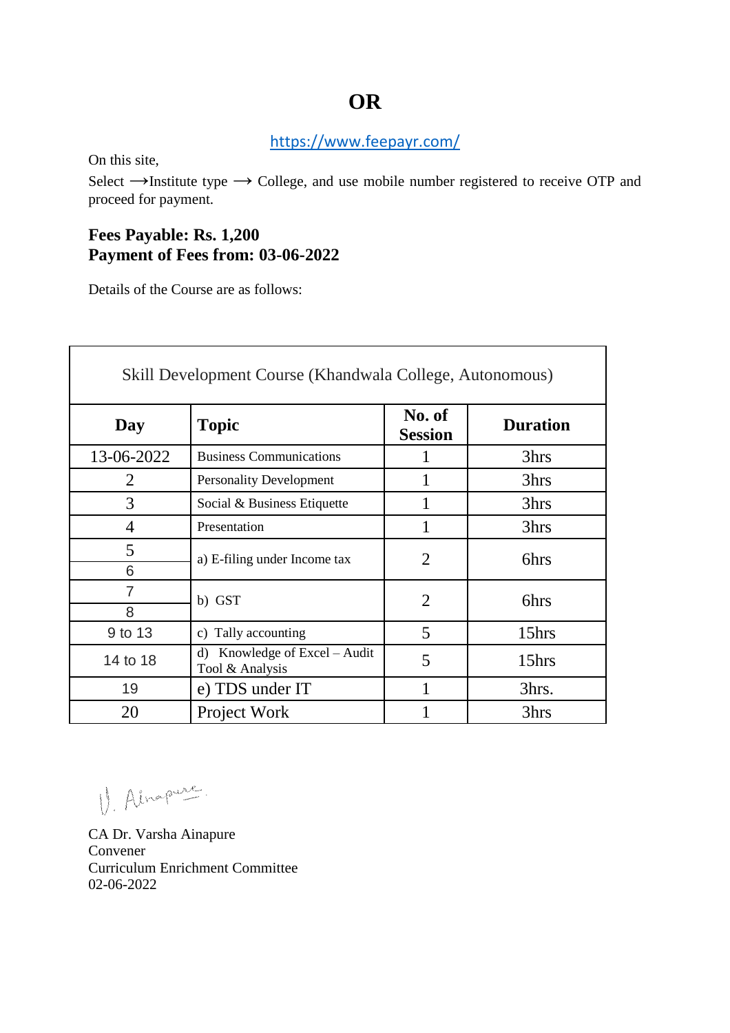# OR

https://www.feepayr.com/

On this site,

Select ⟶Institute type ⟶ College, and use mobile number registered to receive OTP and proceed for payment.

**Fees Payable: Rs. 1,200**
**Payment of Fees from: 03-06-2022**

Details of the Course are as follows:

| Skill Development Course (Khandwala College, Autonomous) | | | |
|---|---|---|---|
| **Day** | **Topic** | **No. of Session** | **Duration** |
| 13-06-2022 | Business Communications | 1 | 3hrs |
| 2 | Personality Development | 1 | 3hrs |
| 3 | Social & Business Etiquette | 1 | 3hrs |
| 4 | Presentation | 1 | 3hrs |
| 5 | a) E-filing under Income tax | 2 | 6hrs |
| 6 | | | |
| 7 | b) GST | 2 | 6hrs |
| 8 | | | |
| 9 to 13 | c) Tally accounting | 5 | 15hrs |
| 14 to 18 | d) Knowledge of Excel – Audit Tool & Analysis | 5 | 15hrs |
| 19 | e) TDS under IT | 1 | 3hrs. |
| 20 | Project Work | 1 | 3hrs |

V. Ainapure

CA Dr. Varsha Ainapure
Convener
Curriculum Enrichment Committee
02-06-2022